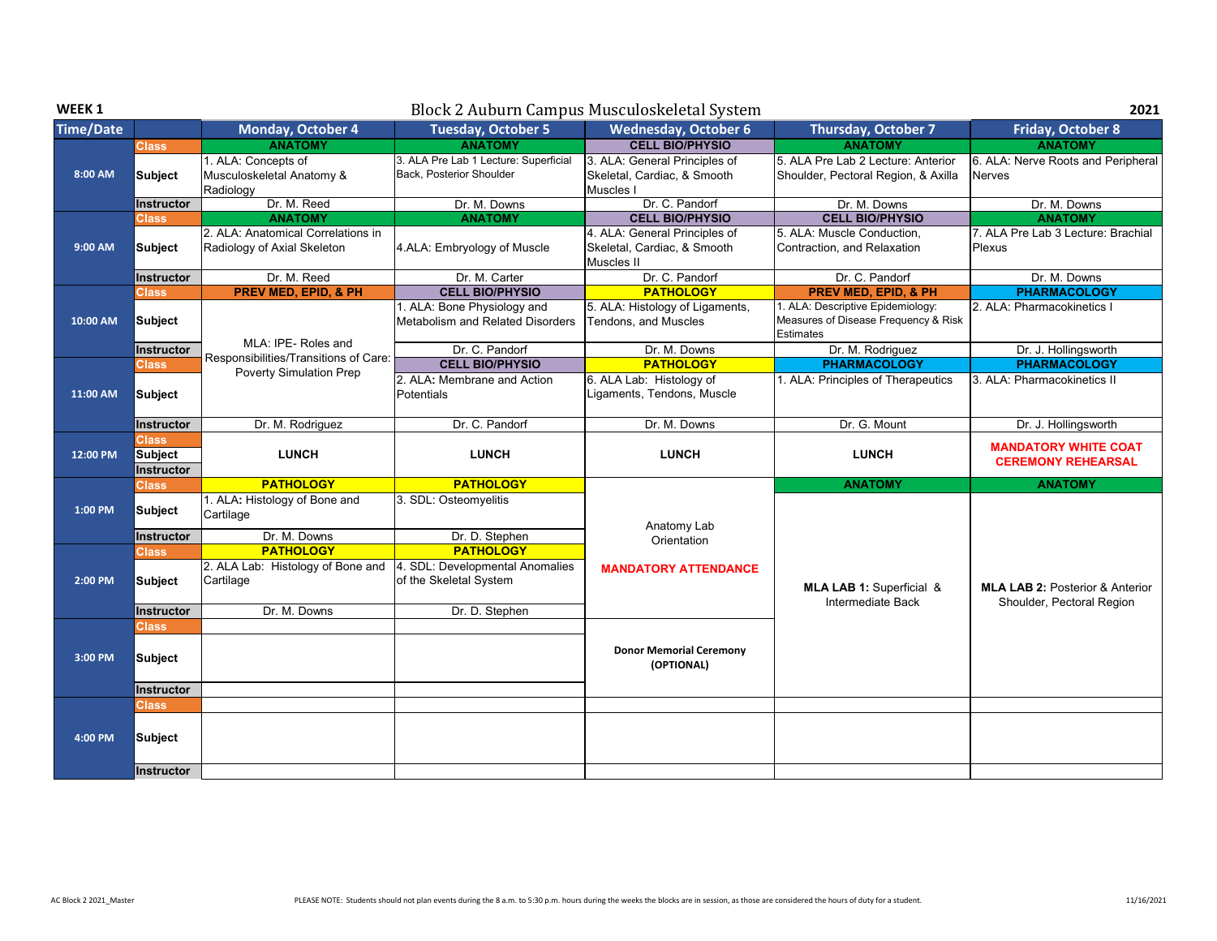**WEEK 1** — Block 2 Auburn Campus Musculoskeletal System — **2021**

| Time/Date | | Monday, October 4 | Tuesday, October 5 | Wednesday, October 6 | Thursday, October 7 | Friday, October 8 |
|---|---|---|---|---|---|---|
| 8:00 AM | Class | ANATOMY | ANATOMY | CELL BIO/PHYSIO | ANATOMY | ANATOMY |
| | Subject | 1. ALA: Concepts of Musculoskeletal Anatomy & Radiology | 3. ALA Pre Lab 1 Lecture: Superficial Back, Posterior Shoulder | 3. ALA: General Principles of Skeletal, Cardiac, & Smooth Muscles I | 5. ALA Pre Lab 2 Lecture: Anterior Shoulder, Pectoral Region, & Axilla | 6. ALA: Nerve Roots and Peripheral Nerves |
| | Instructor | Dr. M. Reed | Dr. M. Downs | Dr. C. Pandorf | Dr. M. Downs | Dr. M. Downs |
| 9:00 AM | Class | ANATOMY | ANATOMY | CELL BIO/PHYSIO | CELL BIO/PHYSIO | ANATOMY |
| | Subject | 2. ALA: Anatomical Correlations in Radiology of Axial Skeleton | 4.ALA: Embryology of Muscle | 4. ALA: General Principles of Skeletal, Cardiac, & Smooth Muscles II | 5. ALA: Muscle Conduction, Contraction, and Relaxation | 7. ALA Pre Lab 3 Lecture: Brachial Plexus |
| | Instructor | Dr. M. Reed | Dr. M. Carter | Dr. C. Pandorf | Dr. C. Pandorf | Dr. M. Downs |
| 10:00 AM | Class | PREV MED, EPID, & PH | CELL BIO/PHYSIO | PATHOLOGY | PREV MED, EPID, & PH | PHARMACOLOGY |
| | Subject | MLA: IPE- Roles and Responsibilities/Transitions of Care: Poverty Simulation Prep | 1. ALA: Bone Physiology and Metabolism and Related Disorders | 5. ALA: Histology of Ligaments, Tendons, and Muscles | 1. ALA: Descriptive Epidemiology: Measures of Disease Frequency & Risk Estimates | 2. ALA: Pharmacokinetics I |
| | Instructor | | Dr. C. Pandorf | Dr. M. Downs | Dr. M. Rodriguez | Dr. J. Hollingsworth |
| 11:00 AM | Class | | CELL BIO/PHYSIO | PATHOLOGY | PHARMACOLOGY | PHARMACOLOGY |
| | Subject | | 2. ALA: Membrane and Action Potentials | 6. ALA Lab: Histology of Ligaments, Tendons, Muscle | 1. ALA: Principles of Therapeutics | 3. ALA: Pharmacokinetics II |
| | Instructor | Dr. M. Rodriguez | Dr. C. Pandorf | Dr. M. Downs | Dr. G. Mount | Dr. J. Hollingsworth |
| 12:00 PM | Class / Subject / Instructor | LUNCH | LUNCH | LUNCH | LUNCH | MANDATORY WHITE COAT CEREMONY REHEARSAL |
| 1:00 PM | Class | PATHOLOGY | PATHOLOGY | | ANATOMY | ANATOMY |
| | Subject | 1. ALA: Histology of Bone and Cartilage | 3. SDL: Osteomyelitis | Anatomy Lab Orientation | **MLA LAB 1:** Superficial & Intermediate Back | **MLA LAB 2:** Posterior & Anterior Shoulder, Pectoral Region |
| | Instructor | Dr. M. Downs | Dr. D. Stephen | | | |
| 2:00 PM | Class | PATHOLOGY | PATHOLOGY | MANDATORY ATTENDANCE | | |
| | Subject | 2. ALA Lab: Histology of Bone and Cartilage | 4. SDL: Developmental Anomalies of the Skeletal System | | | |
| | Instructor | Dr. M. Downs | Dr. D. Stephen | | | |
| 3:00 PM | Class | | | | | |
| | Subject | | | **Donor Memorial Ceremony (OPTIONAL)** | | |
| | Instructor | | | | | |
| 4:00 PM | Class | | | | | |
| | Subject | | | | | |
| | Instructor | | | | | |

AC Block 2 2021_Master

PLEASE NOTE: Students should not plan events during the 8 a.m. to 5:30 p.m. hours during the weeks the blocks are in session, as those are considered the hours of duty for a student.

11/16/2021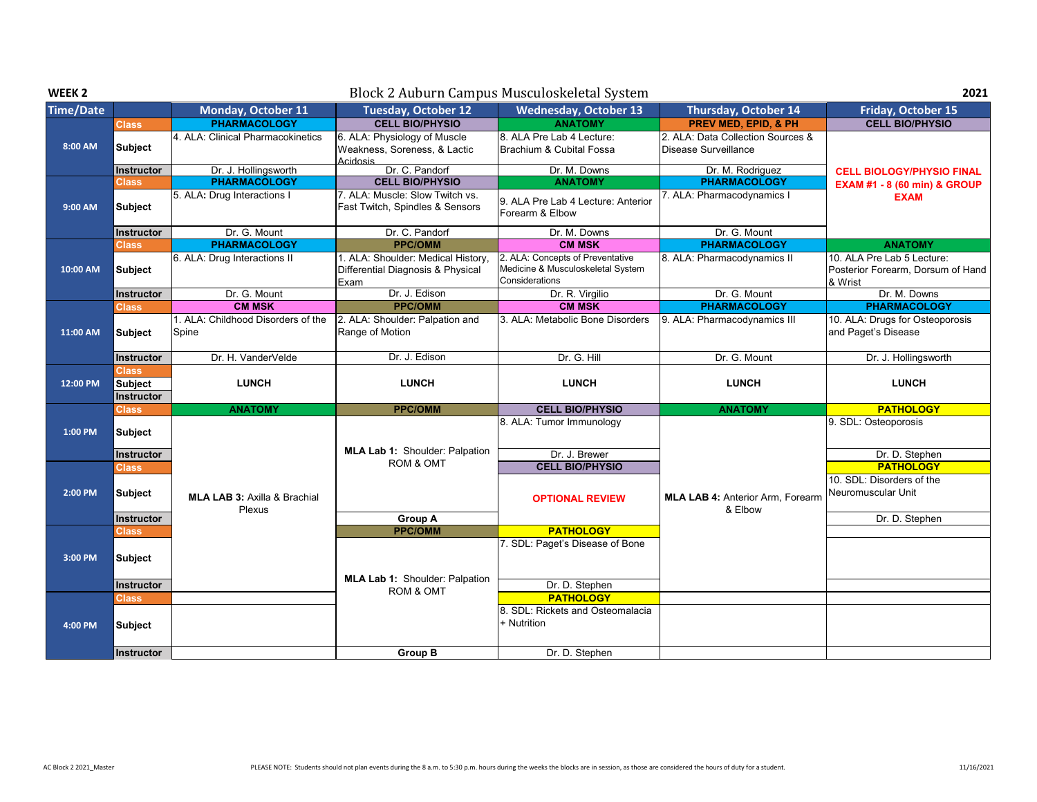**WEEK 2** — Block 2 Auburn Campus Musculoskeletal System — **2021**

| Time/Date | | Monday, October 11 | Tuesday, October 12 | Wednesday, October 13 | Thursday, October 14 | Friday, October 15 |
|---|---|---|---|---|---|---|
| 8:00 AM | Class | PHARMACOLOGY | CELL BIO/PHYSIO | ANATOMY | PREV MED, EPID, & PH | CELL BIO/PHYSIO |
| | Subject | 4. ALA: Clinical Pharmacokinetics | 6. ALA: Physiology of Muscle Weakness, Soreness, & Lactic Acidosis | 8. ALA Pre Lab 4 Lecture: Brachium & Cubital Fossa | 2. ALA: Data Collection Sources & Disease Surveillance | CELL BIOLOGY/PHYSIO FINAL EXAM #1 - 8 (60 min) & GROUP EXAM |
| | Instructor | Dr. J. Hollingsworth | Dr. C. Pandorf | Dr. M. Downs | Dr. M. Rodriguez | |
| 9:00 AM | Class | PHARMACOLOGY | CELL BIO/PHYSIO | ANATOMY | PHARMACOLOGY | |
| | Subject | 5. ALA: Drug Interactions I | 7. ALA: Muscle: Slow Twitch vs. Fast Twitch, Spindles & Sensors | 9. ALA Pre Lab 4 Lecture: Anterior Forearm & Elbow | 7. ALA: Pharmacodynamics I | |
| | Instructor | Dr. G. Mount | Dr. C. Pandorf | Dr. M. Downs | Dr. G. Mount | |
| 10:00 AM | Class | PHARMACOLOGY | PPC/OMM | CM MSK | PHARMACOLOGY | ANATOMY |
| | Subject | 6. ALA: Drug Interactions II | 1. ALA: Shoulder: Medical History, Differential Diagnosis & Physical Exam | 2. ALA: Concepts of Preventative Medicine & Musculoskeletal System Considerations | 8. ALA: Pharmacodynamics II | 10. ALA Pre Lab 5 Lecture: Posterior Forearm, Dorsum of Hand & Wrist |
| | Instructor | Dr. G. Mount | Dr. J. Edison | Dr. R. Virgilio | Dr. G. Mount | Dr. M. Downs |
| 11:00 AM | Class | CM MSK | PPC/OMM | CM MSK | PHARMACOLOGY | PHARMACOLOGY |
| | Subject | 1. ALA: Childhood Disorders of the Spine | 2. ALA: Shoulder: Palpation and Range of Motion | 3. ALA: Metabolic Bone Disorders | 9. ALA: Pharmacodynamics III | 10. ALA: Drugs for Osteoporosis and Paget's Disease |
| | Instructor | Dr. H. VanderVelde | Dr. J. Edison | Dr. G. Hill | Dr. G. Mount | Dr. J. Hollingsworth |
| 12:00 PM | Class / Subject / Instructor | LUNCH | LUNCH | LUNCH | LUNCH | LUNCH |
| 1:00 PM | Class | ANATOMY | PPC/OMM | CELL BIO/PHYSIO | ANATOMY | PATHOLOGY |
| | Subject | MLA LAB 3: Axilla & Brachial Plexus | MLA Lab 1: Shoulder: Palpation ROM & OMT | 8. ALA: Tumor Immunology | MLA LAB 4: Anterior Arm, Forearm & Elbow | 9. SDL: Osteoporosis |
| | Instructor | | | Dr. J. Brewer | | Dr. D. Stephen |
| 2:00 PM | Class | | | CELL BIO/PHYSIO | | PATHOLOGY |
| | Subject | | | OPTIONAL REVIEW | | 10. SDL: Disorders of the Neuromuscular Unit |
| | Instructor | | Group A | | | Dr. D. Stephen |
| 3:00 PM | Class | | PPC/OMM | PATHOLOGY | | |
| | Subject | | MLA Lab 1: Shoulder: Palpation ROM & OMT | 7. SDL: Paget's Disease of Bone | | |
| | Instructor | | | Dr. D. Stephen | | |
| 4:00 PM | Class | | | PATHOLOGY | | |
| | Subject | | | 8. SDL: Rickets and Osteomalacia + Nutrition | | |
| | Instructor | | Group B | Dr. D. Stephen | | |

AC Block 2 2021_Master

PLEASE NOTE: Students should not plan events during the 8 a.m. to 5:30 p.m. hours during the weeks the blocks are in session, as those are considered the hours of duty for a student.

11/16/2021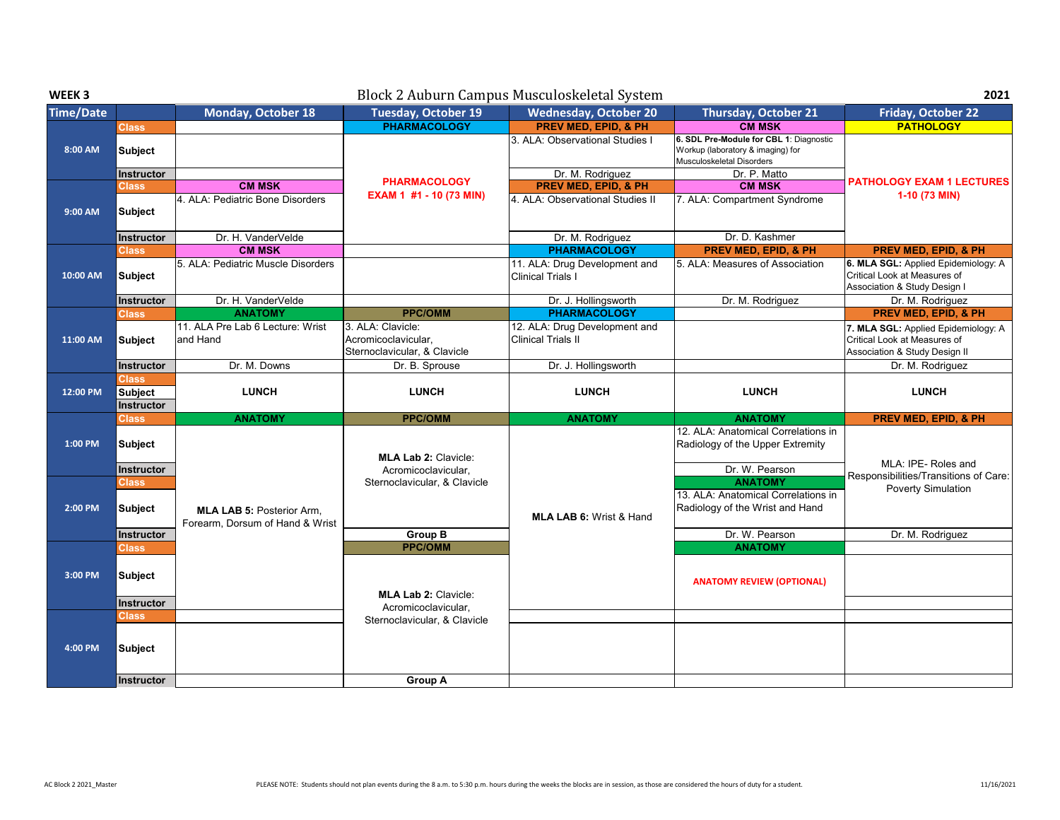**WEEK 3** | Block 2 Auburn Campus Musculoskeletal System | **2021**

| Time/Date | | Monday, October 18 | Tuesday, October 19 | Wednesday, October 20 | Thursday, October 21 | Friday, October 22 |
|---|---|---|---|---|---|---|
| 8:00 AM | Class | | PHARMACOLOGY | PREV MED, EPID, & PH | CM MSK | PATHOLOGY |
| | Subject | | PHARMACOLOGY EXAM 1 #1 - 10 (73 MIN) | 3. ALA: Observational Studies I | **6. SDL Pre-Module for CBL 1**: Diagnostic Workup (laboratory & imaging) for Musculoskeletal Disorders | PATHOLOGY EXAM 1 LECTURES 1-10 (73 MIN) |
| | Instructor | | | Dr. M. Rodriguez | Dr. P. Matto | |
| 9:00 AM | Class | CM MSK | | PREV MED, EPID, & PH | CM MSK | |
| | Subject | 4. ALA: Pediatric Bone Disorders | | 4. ALA: Observational Studies II | 7. ALA: Compartment Syndrome | |
| | Instructor | Dr. H. VanderVelde | | Dr. M. Rodriguez | Dr. D. Kashmer | |
| 10:00 AM | Class | CM MSK | | PHARMACOLOGY | PREV MED, EPID, & PH | PREV MED, EPID, & PH |
| | Subject | 5. ALA: Pediatric Muscle Disorders | | 11. ALA: Drug Development and Clinical Trials I | 5. ALA: Measures of Association | **6. MLA SGL:** Applied Epidemiology: A Critical Look at Measures of Association & Study Design I |
| | Instructor | Dr. H. VanderVelde | | Dr. J. Hollingsworth | Dr. M. Rodriguez | Dr. M. Rodriguez |
| 11:00 AM | Class | ANATOMY | PPC/OMM | PHARMACOLOGY | | PREV MED, EPID, & PH |
| | Subject | 11. ALA Pre Lab 6 Lecture: Wrist and Hand | 3. ALA: Clavicle: Acromicoclavicular, Sternoclavicular, & Clavicle | 12. ALA: Drug Development and Clinical Trials II | | **7. MLA SGL:** Applied Epidemiology: A Critical Look at Measures of Association & Study Design II |
| | Instructor | Dr. M. Downs | Dr. B. Sprouse | Dr. J. Hollingsworth | | Dr. M. Rodriguez |
| 12:00 PM | Class / Subject / Instructor | LUNCH | LUNCH | LUNCH | LUNCH | LUNCH |
| 1:00 PM | Class | ANATOMY | PPC/OMM | ANATOMY | ANATOMY | PREV MED, EPID, & PH |
| | Subject | **MLA LAB 5:** Posterior Arm, Forearm, Dorsum of Hand & Wrist | **MLA Lab 2:** Clavicle: Acromicoclavicular, Sternoclavicular, & Clavicle | **MLA LAB 6:** Wrist & Hand | 12. ALA: Anatomical Correlations in Radiology of the Upper Extremity | MLA: IPE- Roles and Responsibilities/Transitions of Care: Poverty Simulation |
| | Instructor | | | | Dr. W. Pearson | |
| 2:00 PM | Class | | | | ANATOMY | |
| | Subject | | | | 13. ALA: Anatomical Correlations in Radiology of the Wrist and Hand | |
| | Instructor | | Group B | | Dr. W. Pearson | Dr. M. Rodriguez |
| 3:00 PM | Class | | PPC/OMM | | ANATOMY | |
| | Subject | | **MLA Lab 2:** Clavicle: Acromicoclavicular, Sternoclavicular, & Clavicle | | ANATOMY REVIEW (OPTIONAL) | |
| | Instructor | | | | | |
| 4:00 PM | Class | | | | | |
| | Subject | | | | | |
| | Instructor | | Group A | | | |

PLEASE NOTE: Students should not plan events during the 8 a.m. to 5:30 p.m. hours during the weeks the blocks are in session, as those are considered the hours of duty for a student.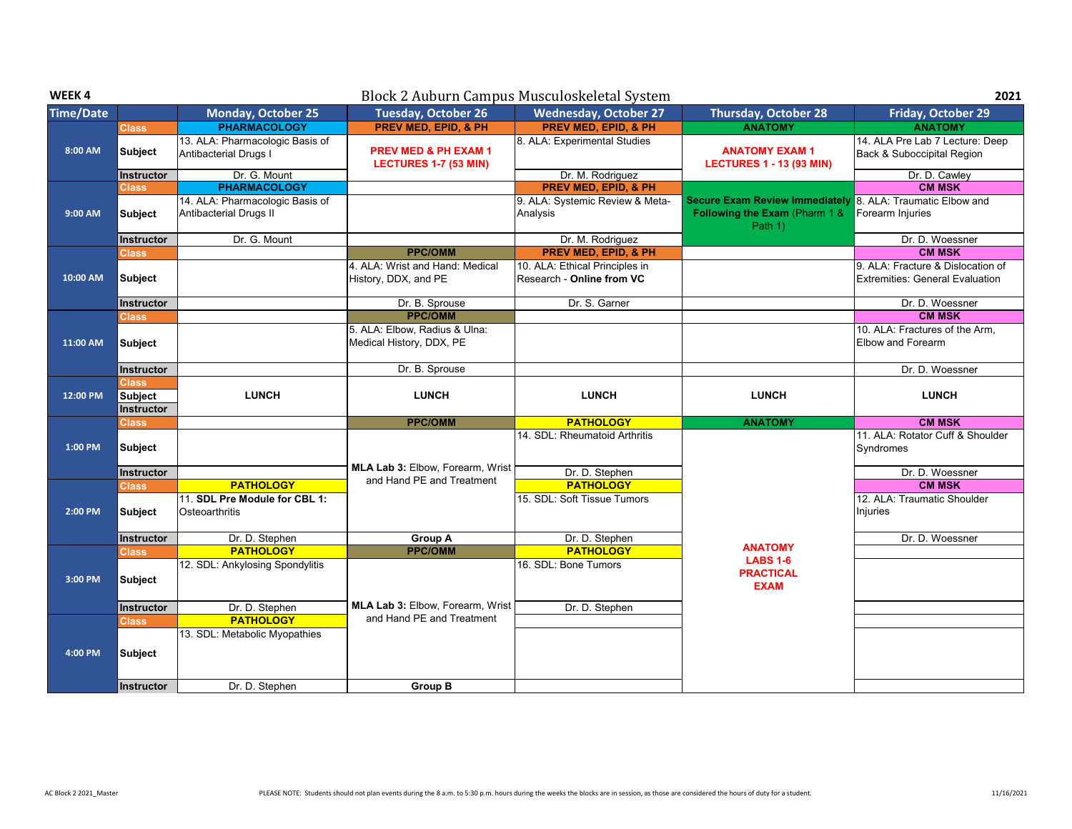**WEEK 4**

# Block 2 Auburn Campus Musculoskeletal System

**2021**

| Time/Date | | Monday, October 25 | Tuesday, October 26 | Wednesday, October 27 | Thursday, October 28 | Friday, October 29 |
|---|---|---|---|---|---|---|
| 8:00 AM | Class | PHARMACOLOGY | PREV MED, EPID, & PH | PREV MED, EPID, & PH | ANATOMY | ANATOMY |
| | Subject | 13. ALA: Pharmacologic Basis of Antibacterial Drugs I | PREV MED & PH EXAM 1 LECTURES 1-7 (53 MIN) | 8. ALA: Experimental Studies | ANATOMY EXAM 1 LECTURES 1 - 13 (93 MIN) | 14. ALA Pre Lab 7 Lecture: Deep Back & Suboccipital Region |
| | Instructor | Dr. G. Mount | | Dr. M. Rodriguez | | Dr. D. Cawley |
| 9:00 AM | Class | PHARMACOLOGY | | PREV MED, EPID, & PH | | CM MSK |
| | Subject | 14. ALA: Pharmacologic Basis of Antibacterial Drugs II | | 9. ALA: Systemic Review & Meta-Analysis | **Secure Exam Review Immediately Following the Exam** (Pharm 1 & Path 1) | 8. ALA: Traumatic Elbow and Forearm Injuries |
| | Instructor | Dr. G. Mount | | Dr. M. Rodriguez | | Dr. D. Woessner |
| 10:00 AM | Class | | PPC/OMM | PREV MED, EPID, & PH | | CM MSK |
| | Subject | | 4. ALA: Wrist and Hand: Medical History, DDX, and PE | 10. ALA: Ethical Principles in Research - **Online from VC** | | 9. ALA: Fracture & Dislocation of Extremities: General Evaluation |
| | Instructor | | Dr. B. Sprouse | Dr. S. Garner | | Dr. D. Woessner |
| 11:00 AM | Class | | PPC/OMM | | | CM MSK |
| | Subject | | 5. ALA: Elbow, Radius & Ulna: Medical History, DDX, PE | | | 10. ALA: Fractures of the Arm, Elbow and Forearm |
| | Instructor | | Dr. B. Sprouse | | | Dr. D. Woessner |
| 12:00 PM | Class / Subject / Instructor | LUNCH | LUNCH | LUNCH | LUNCH | LUNCH |
| 1:00 PM | Class | | PPC/OMM | PATHOLOGY | ANATOMY | CM MSK |
| | Subject | | **MLA Lab 3:** Elbow, Forearm, Wrist and Hand PE and Treatment | 14. SDL: Rheumatoid Arthritis | | 11. ALA: Rotator Cuff & Shoulder Syndromes |
| | Instructor | | | Dr. D. Stephen | | Dr. D. Woessner |
| 2:00 PM | Class | PATHOLOGY | | PATHOLOGY | | CM MSK |
| | Subject | 11. **SDL Pre Module for CBL 1:** Osteoarthritis | | 15. SDL: Soft Tissue Tumors | | 12. ALA: Traumatic Shoulder Injuries |
| | Instructor | Dr. D. Stephen | Group A | Dr. D. Stephen | | Dr. D. Woessner |
| 3:00 PM | Class | PATHOLOGY | PPC/OMM | PATHOLOGY | ANATOMY LABS 1-6 PRACTICAL EXAM | |
| | Subject | 12. SDL: Ankylosing Spondylitis | **MLA Lab 3:** Elbow, Forearm, Wrist and Hand PE and Treatment | 16. SDL: Bone Tumors | | |
| | Instructor | Dr. D. Stephen | | Dr. D. Stephen | | |
| 4:00 PM | Class | PATHOLOGY | | | | |
| | Subject | 13. SDL: Metabolic Myopathies | | | | |
| | Instructor | Dr. D. Stephen | Group B | | | |

AC Block 2 2021_Master

PLEASE NOTE: Students should not plan events during the 8 a.m. to 5:30 p.m. hours during the weeks the blocks are in session, as those are considered the hours of duty for a student.

11/16/2021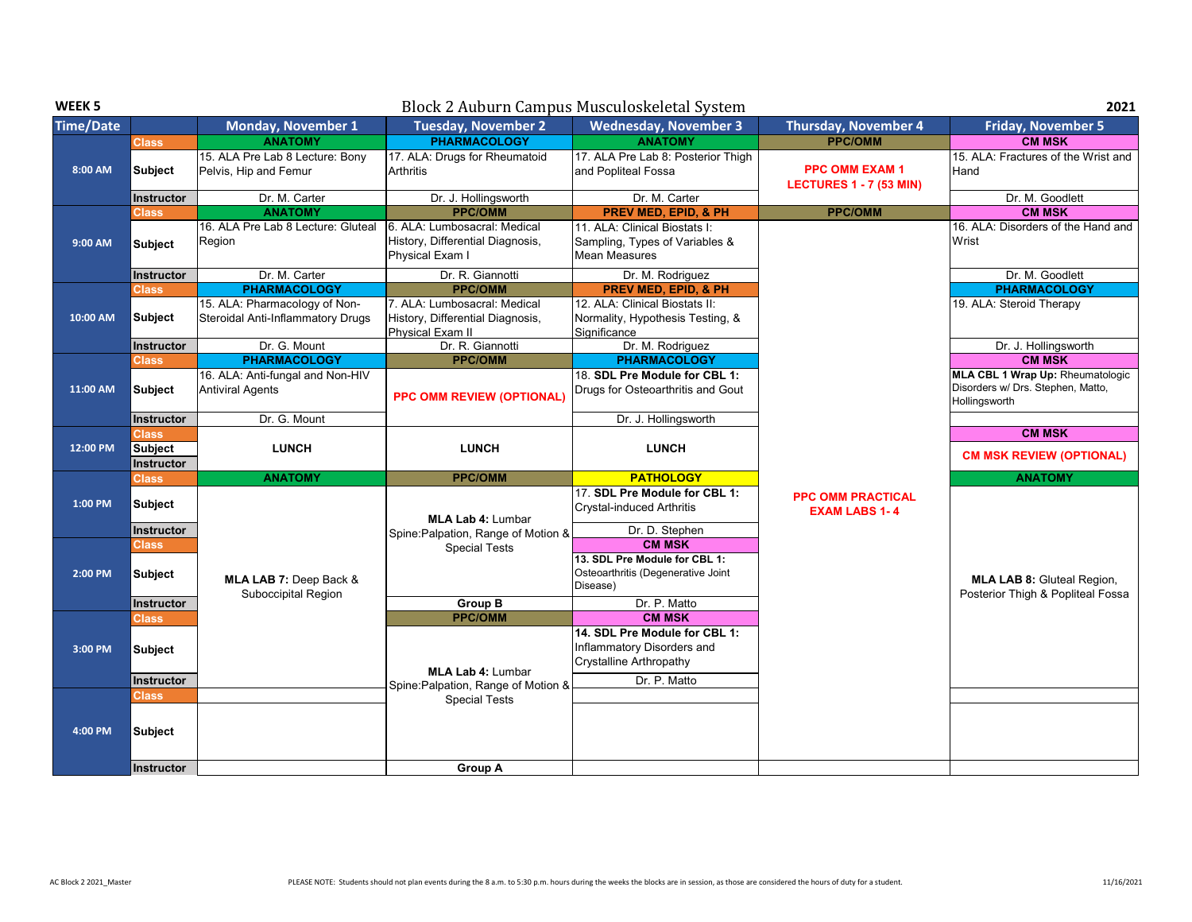**WEEK 5** — Block 2 Auburn Campus Musculoskeletal System — **2021**

| Time/Date | | Monday, November 1 | Tuesday, November 2 | Wednesday, November 3 | Thursday, November 4 | Friday, November 5 |
|---|---|---|---|---|---|---|
| 8:00 AM | Class | ANATOMY | PHARMACOLOGY | ANATOMY | PPC/OMM | CM MSK |
| | Subject | 15. ALA Pre Lab 8 Lecture: Bony Pelvis, Hip and Femur | 17. ALA: Drugs for Rheumatoid Arthritis | 17. ALA Pre Lab 8: Posterior Thigh and Popliteal Fossa | PPC OMM EXAM 1 LECTURES 1 - 7 (53 MIN) | 15. ALA: Fractures of the Wrist and Hand |
| | Instructor | Dr. M. Carter | Dr. J. Hollingsworth | Dr. M. Carter | | Dr. M. Goodlett |
| 9:00 AM | Class | ANATOMY | PPC/OMM | PREV MED, EPID, & PH | PPC/OMM | CM MSK |
| | Subject | 16. ALA Pre Lab 8 Lecture: Gluteal Region | 6. ALA: Lumbosacral: Medical History, Differential Diagnosis, Physical Exam I | 11. ALA: Clinical Biostats I: Sampling, Types of Variables & Mean Measures | | 16. ALA: Disorders of the Hand and Wrist |
| | Instructor | Dr. M. Carter | Dr. R. Giannotti | Dr. M. Rodriguez | | Dr. M. Goodlett |
| 10:00 AM | Class | PHARMACOLOGY | PPC/OMM | PREV MED, EPID, & PH | | PHARMACOLOGY |
| | Subject | 15. ALA: Pharmacology of Non-Steroidal Anti-Inflammatory Drugs | 7. ALA: Lumbosacral: Medical History, Differential Diagnosis, Physical Exam II | 12. ALA: Clinical Biostats II: Normality, Hypothesis Testing, & Significance | | 19. ALA: Steroid Therapy |
| | Instructor | Dr. G. Mount | Dr. R. Giannotti | Dr. M. Rodriguez | | Dr. J. Hollingsworth |
| 11:00 AM | Class | PHARMACOLOGY | PPC/OMM | PHARMACOLOGY | | CM MSK |
| | Subject | 16. ALA: Anti-fungal and Non-HIV Antiviral Agents | PPC OMM REVIEW (OPTIONAL) | 18. **SDL Pre Module for CBL 1:** Drugs for Osteoarthritis and Gout | | **MLA CBL 1 Wrap Up:** Rheumatologic Disorders w/ Drs. Stephen, Matto, Hollingsworth |
| | Instructor | Dr. G. Mount | | Dr. J. Hollingsworth | | |
| 12:00 PM | Class | | | | | CM MSK |
| | Subject | LUNCH | LUNCH | LUNCH | | CM MSK REVIEW (OPTIONAL) |
| | Instructor | | | | | |
| 1:00 PM | Class | ANATOMY | PPC/OMM | PATHOLOGY | | ANATOMY |
| | Subject | MLA LAB 7: Deep Back & Suboccipital Region | **MLA Lab 4:** Lumbar Spine:Palpation, Range of Motion & Special Tests | 17. **SDL Pre Module for CBL 1:** Crystal-induced Arthritis | PPC OMM PRACTICAL EXAM LABS 1- 4 | **MLA LAB 8:** Gluteal Region, Posterior Thigh & Popliteal Fossa |
| | Instructor | | | Dr. D. Stephen | | |
| 2:00 PM | Class | | | CM MSK | | |
| | Subject | | | **13. SDL Pre Module for CBL 1:** Osteoarthritis (Degenerative Joint Disease) | | |
| | Instructor | | Group B | Dr. P. Matto | | |
| 3:00 PM | Class | | PPC/OMM | CM MSK | | |
| | Subject | | **MLA Lab 4:** Lumbar Spine:Palpation, Range of Motion & Special Tests | **14. SDL Pre Module for CBL 1:** Inflammatory Disorders and Crystalline Arthropathy | | |
| | Instructor | | | Dr. P. Matto | | |
| 4:00 PM | Class | | | | | |
| | Subject | | | | | |
| | Instructor | | Group A | | | |

AC Block 2 2021_Master — PLEASE NOTE: Students should not plan events during the 8 a.m. to 5:30 p.m. hours during the weeks the blocks are in session, as those are considered the hours of duty for a student. — 11/16/2021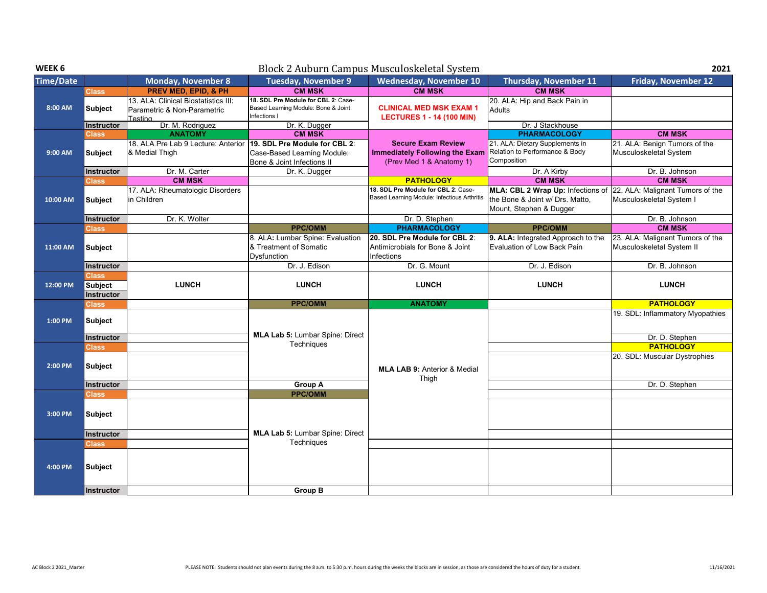**WEEK 6** — Block 2 Auburn Campus Musculoskeletal System — **2021**

| Time/Date | | Monday, November 8 | Tuesday, November 9 | Wednesday, November 10 | Thursday, November 11 | Friday, November 12 |
|---|---|---|---|---|---|---|
| 8:00 AM | Class | PREV MED, EPID, & PH | CM MSK | CM MSK | CM MSK | |
| | Subject | 13. ALA: Clinical Biostatistics III: Parametric & Non-Parametric Testing | **18. SDL Pre Module for CBL 2**: Case-Based Learning Module: Bone & Joint Infections I | **CLINICAL MED MSK EXAM 1 LECTURES 1 - 14 (100 MIN)** | 20. ALA: Hip and Back Pain in Adults | |
| | Instructor | Dr. M. Rodriguez | Dr. K. Dugger | | Dr. J Stackhouse | |
| 9:00 AM | Class | ANATOMY | CM MSK | | PHARMACOLOGY | CM MSK |
| | Subject | 18. ALA Pre Lab 9 Lecture: Anterior & Medial Thigh | **19. SDL Pre Module for CBL 2**: Case-Based Learning Module: Bone & Joint Infections II | **Secure Exam Review Immediately Following the Exam** (Prev Med 1 & Anatomy 1) | 21. ALA: Dietary Supplements in Relation to Performance & Body Composition | 21. ALA: Benign Tumors of the Musculoskeletal System |
| | Instructor | Dr. M. Carter | Dr. K. Dugger | | Dr. A Kirby | Dr. B. Johnson |
| 10:00 AM | Class | CM MSK | | PATHOLOGY | CM MSK | CM MSK |
| | Subject | 17. ALA: Rheumatologic Disorders in Children | | **18. SDL Pre Module for CBL 2**: Case-Based Learning Module: Infectious Arthritis | **MLA: CBL 2 Wrap Up:** Infections of the Bone & Joint w/ Drs. Matto, Mount, Stephen & Dugger | 22. ALA: Malignant Tumors of the Musculoskeletal System I |
| | Instructor | Dr. K. Wolter | | Dr. D. Stephen | | Dr. B. Johnson |
| 11:00 AM | Class | | PPC/OMM | PHARMACOLOGY | PPC/OMM | CM MSK |
| | Subject | | 8. ALA: Lumbar Spine: Evaluation & Treatment of Somatic Dysfunction | **20. SDL Pre Module for CBL 2**: Antimicrobials for Bone & Joint Infections | **9. ALA:** Integrated Approach to the Evaluation of Low Back Pain | 23. ALA: Malignant Tumors of the Musculoskeletal System II |
| | Instructor | | Dr. J. Edison | Dr. G. Mount | Dr. J. Edison | Dr. B. Johnson |
| 12:00 PM | Class / Subject / Instructor | LUNCH | LUNCH | LUNCH | LUNCH | LUNCH |
| 1:00 PM | Class | | PPC/OMM | ANATOMY | | PATHOLOGY |
| | Subject | | **MLA Lab 5:** Lumbar Spine: Direct Techniques | **MLA LAB 9:** Anterior & Medial Thigh | | 19. SDL: Inflammatory Myopathies |
| | Instructor | | | | | Dr. D. Stephen |
| 2:00 PM | Class | | | | | PATHOLOGY |
| | Subject | | | | | 20. SDL: Muscular Dystrophies |
| | Instructor | | Group A | | | Dr. D. Stephen |
| 3:00 PM | Class | | PPC/OMM | | | |
| | Subject | | **MLA Lab 5:** Lumbar Spine: Direct Techniques | | | |
| | Instructor | | | | | |
| 4:00 PM | Class | | | | | |
| | Subject | | | | | |
| | Instructor | | Group B | | | |

AC Block 2 2021_Master — PLEASE NOTE: Students should not plan events during the 8 a.m. to 5:30 p.m. hours during the weeks the blocks are in session, as those are considered the hours of duty for a student. — 11/16/2021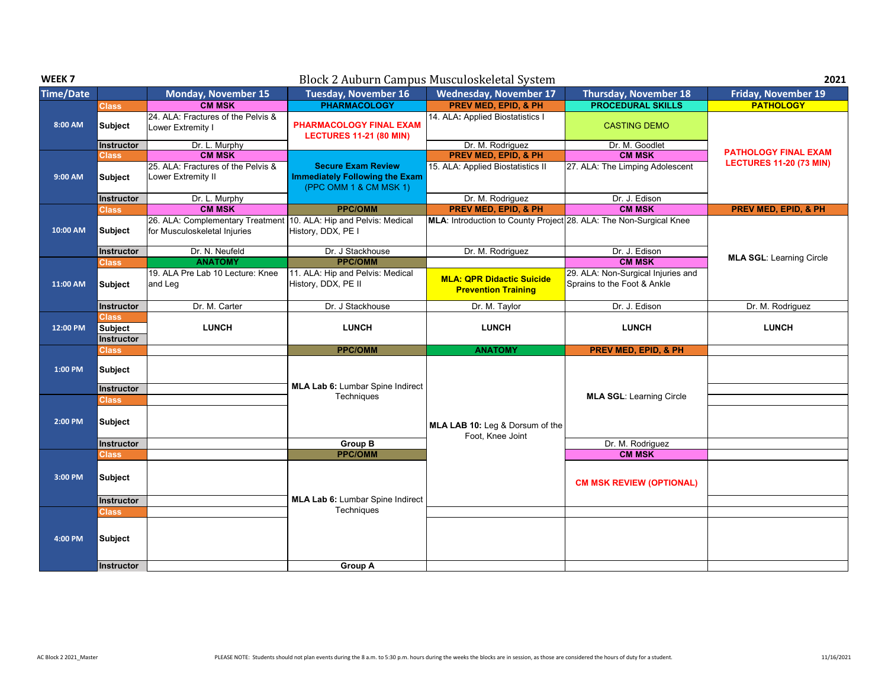**WEEK 7** — Block 2 Auburn Campus Musculoskeletal System — **2021**

| Time/Date | | Monday, November 15 | Tuesday, November 16 | Wednesday, November 17 | Thursday, November 18 | Friday, November 19 |
|---|---|---|---|---|---|---|
| 8:00 AM | Class | CM MSK | PHARMACOLOGY | PREV MED, EPID, & PH | PROCEDURAL SKILLS | PATHOLOGY |
| | Subject | 24. ALA: Fractures of the Pelvis & Lower Extremity I | PHARMACOLOGY FINAL EXAM LECTURES 11-21 (80 MIN) | 14. ALA: Applied Biostatistics I | CASTING DEMO | PATHOLOGY FINAL EXAM LECTURES 11-20 (73 MIN) |
| | Instructor | Dr. L. Murphy | | Dr. M. Rodriguez | Dr. M. Goodlet | |
| 9:00 AM | Class | CM MSK | | PREV MED, EPID, & PH | CM MSK | |
| | Subject | 25. ALA: Fractures of the Pelvis & Lower Extremity II | Secure Exam Review Immediately Following the Exam (PPC OMM 1 & CM MSK 1) | 15. ALA: Applied Biostatistics II | 27. ALA: The Limping Adolescent | |
| | Instructor | Dr. L. Murphy | | Dr. M. Rodriguez | Dr. J. Edison | |
| 10:00 AM | Class | CM MSK | PPC/OMM | PREV MED, EPID, & PH | CM MSK | PREV MED, EPID, & PH |
| | Subject | 26. ALA: Complementary Treatment for Musculoskeletal Injuries | 10. ALA: Hip and Pelvis: Medical History, DDX, PE I | **MLA**: Introduction to County Project | 28. ALA: The Non-Surgical Knee | **MLA SGL**: Learning Circle |
| | Instructor | Dr. N. Neufeld | Dr. J Stackhouse | Dr. M. Rodriguez | Dr. J. Edison | |
| 11:00 AM | Class | ANATOMY | PPC/OMM | | CM MSK | |
| | Subject | 19. ALA Pre Lab 10 Lecture: Knee and Leg | 11. ALA: Hip and Pelvis: Medical History, DDX, PE II | **MLA: QPR Didactic Suicide Prevention Training** | 29. ALA: Non-Surgical Injuries and Sprains to the Foot & Ankle | |
| | Instructor | Dr. M. Carter | Dr. J Stackhouse | Dr. M. Taylor | Dr. J. Edison | Dr. M. Rodriguez |
| 12:00 PM | Class / Subject / Instructor | LUNCH | LUNCH | LUNCH | LUNCH | LUNCH |
| 1:00 PM | Class | | PPC/OMM | ANATOMY | PREV MED, EPID, & PH | |
| | Subject | | **MLA Lab 6:** Lumbar Spine Indirect Techniques | **MLA LAB 10:** Leg & Dorsum of the Foot, Knee Joint | **MLA SGL**: Learning Circle | |
| | Instructor | | | | | |
| 2:00 PM | Class | | | | | |
| | Subject | | | | | |
| | Instructor | | Group B | | Dr. M. Rodriguez | |
| 3:00 PM | Class | | PPC/OMM | | CM MSK | |
| | Subject | | **MLA Lab 6:** Lumbar Spine Indirect Techniques | | CM MSK REVIEW (OPTIONAL) | |
| | Instructor | | | | | |
| 4:00 PM | Class | | | | | |
| | Subject | | | | | |
| | Instructor | | Group A | | | |

PLEASE NOTE: Students should not plan events during the 8 a.m. to 5:30 p.m. hours during the weeks the blocks are in session, as those are considered the hours of duty for a student.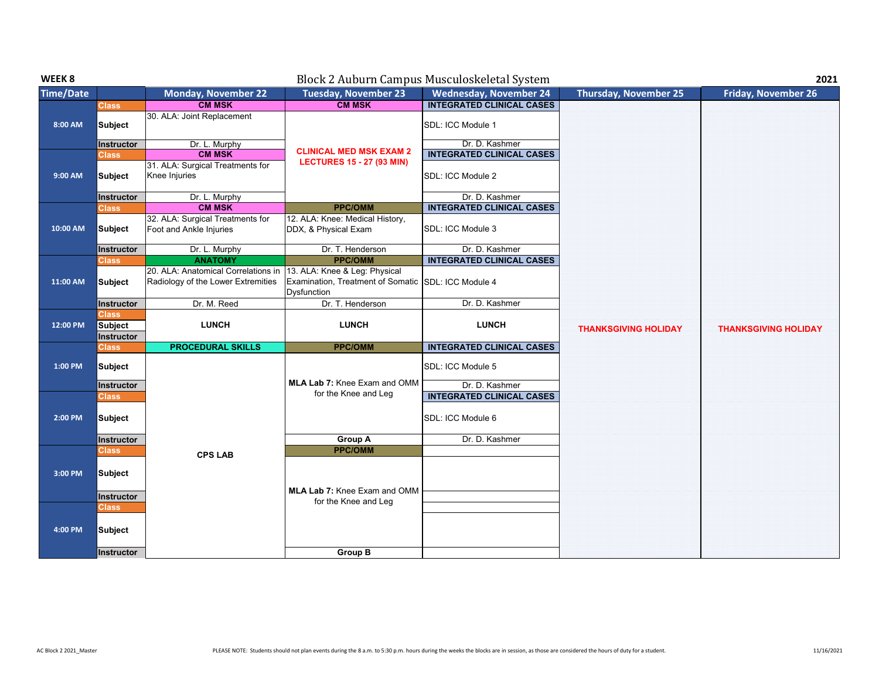**WEEK 8** — Block 2 Auburn Campus Musculoskeletal System — **2021**

| Time/Date | | Monday, November 22 | Tuesday, November 23 | Wednesday, November 24 | Thursday, November 25 | Friday, November 26 |
|---|---|---|---|---|---|---|
| 8:00 AM | Class | CM MSK | CM MSK | INTEGRATED CLINICAL CASES | THANKSGIVING HOLIDAY | THANKSGIVING HOLIDAY |
| | Subject | 30. ALA: Joint Replacement | CLINICAL MED MSK EXAM 2 LECTURES 15 - 27 (93 MIN) | SDL: ICC Module 1 | | |
| | Instructor | Dr. L. Murphy | | Dr. D. Kashmer | | |
| 9:00 AM | Class | CM MSK | | INTEGRATED CLINICAL CASES | | |
| | Subject | 31. ALA: Surgical Treatments for Knee Injuries | | SDL: ICC Module 2 | | |
| | Instructor | Dr. L. Murphy | | Dr. D. Kashmer | | |
| 10:00 AM | Class | CM MSK | PPC/OMM | INTEGRATED CLINICAL CASES | | |
| | Subject | 32. ALA: Surgical Treatments for Foot and Ankle Injuries | 12. ALA: Knee: Medical History, DDX, & Physical Exam | SDL: ICC Module 3 | | |
| | Instructor | Dr. L. Murphy | Dr. T. Henderson | Dr. D. Kashmer | | |
| 11:00 AM | Class | ANATOMY | PPC/OMM | INTEGRATED CLINICAL CASES | | |
| | Subject | 20. ALA: Anatomical Correlations in Radiology of the Lower Extremities | 13. ALA: Knee & Leg: Physical Examination, Treatment of Somatic Dysfunction | SDL: ICC Module 4 | | |
| | Instructor | Dr. M. Reed | Dr. T. Henderson | Dr. D. Kashmer | | |
| 12:00 PM | Class | LUNCH | LUNCH | LUNCH | | |
| | Subject | | | | | |
| | Instructor | | | | | |
| 1:00 PM | Class | PROCEDURAL SKILLS | PPC/OMM | INTEGRATED CLINICAL CASES | | |
| | Subject | CPS LAB | **MLA Lab 7:** Knee Exam and OMM for the Knee and Leg | SDL: ICC Module 5 | | |
| | Instructor | | | Dr. D. Kashmer | | |
| 2:00 PM | Class | | | INTEGRATED CLINICAL CASES | | |
| | Subject | | | SDL: ICC Module 6 | | |
| | Instructor | | Group A | Dr. D. Kashmer | | |
| 3:00 PM | Class | | PPC/OMM | | | |
| | Subject | | **MLA Lab 7:** Knee Exam and OMM for the Knee and Leg | | | |
| | Instructor | | | | | |
| 4:00 PM | Class | | | | | |
| | Subject | | | | | |
| | Instructor | | Group B | | | |

AC Block 2 2021_Master

PLEASE NOTE: Students should not plan events during the 8 a.m. to 5:30 p.m. hours during the weeks the blocks are in session, as those are considered the hours of duty for a student.

11/16/2021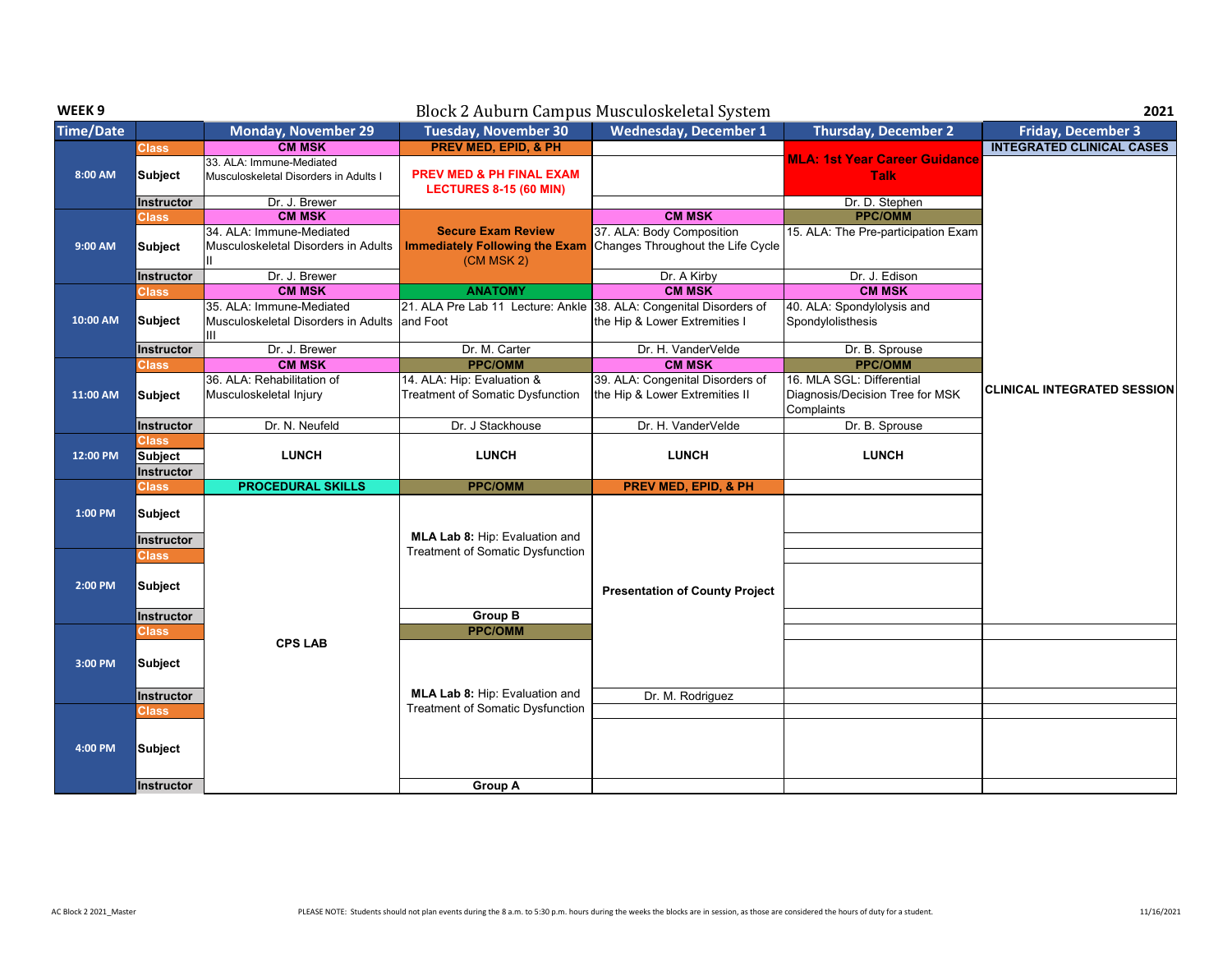**WEEK 9** — Block 2 Auburn Campus Musculoskeletal System — **2021**

| Time/Date | | Monday, November 29 | Tuesday, November 30 | Wednesday, December 1 | Thursday, December 2 | Friday, December 3 |
|---|---|---|---|---|---|---|
| 8:00 AM | Class | CM MSK | PREV MED, EPID, & PH | | MLA: 1st Year Career Guidance Talk | INTEGRATED CLINICAL CASES |
| | Subject | 33. ALA: Immune-Mediated Musculoskeletal Disorders in Adults I | PREV MED & PH FINAL EXAM LECTURES 8-15 (60 MIN) | | | CLINICAL INTEGRATED SESSION |
| | Instructor | Dr. J. Brewer | | | Dr. D. Stephen | |
| 9:00 AM | Class | CM MSK | Secure Exam Review Immediately Following the Exam (CM MSK 2) | CM MSK | PPC/OMM | |
| | Subject | 34. ALA: Immune-Mediated Musculoskeletal Disorders in Adults II | | 37. ALA: Body Composition Changes Throughout the Life Cycle | 15. ALA: The Pre-participation Exam | |
| | Instructor | Dr. J. Brewer | | Dr. A Kirby | Dr. J. Edison | |
| 10:00 AM | Class | CM MSK | ANATOMY | CM MSK | CM MSK | |
| | Subject | 35. ALA: Immune-Mediated Musculoskeletal Disorders in Adults III | 21. ALA Pre Lab 11 Lecture: Ankle and Foot | 38. ALA: Congenital Disorders of the Hip & Lower Extremities I | 40. ALA: Spondylolysis and Spondylolisthesis | |
| | Instructor | Dr. J. Brewer | Dr. M. Carter | Dr. H. VanderVelde | Dr. B. Sprouse | |
| 11:00 AM | Class | CM MSK | PPC/OMM | CM MSK | PPC/OMM | |
| | Subject | 36. ALA: Rehabilitation of Musculoskeletal Injury | 14. ALA: Hip: Evaluation & Treatment of Somatic Dysfunction | 39. ALA: Congenital Disorders of the Hip & Lower Extremities II | 16. MLA SGL: Differential Diagnosis/Decision Tree for MSK Complaints | |
| | Instructor | Dr. N. Neufeld | Dr. J Stackhouse | Dr. H. VanderVelde | Dr. B. Sprouse | |
| 12:00 PM | Class | | | | | |
| | Subject | LUNCH | LUNCH | LUNCH | LUNCH | |
| | Instructor | | | | | |
| 1:00 PM | Class | PROCEDURAL SKILLS | PPC/OMM | PREV MED, EPID, & PH | | |
| | Subject | | MLA Lab 8: Hip: Evaluation and Treatment of Somatic Dysfunction | | | |
| | Instructor | | | | | |
| 2:00 PM | Class | | | | | |
| | Subject | | | Presentation of County Project | | |
| | Instructor | | Group B | | | |
| 3:00 PM | Class | CPS LAB | PPC/OMM | | | |
| | Subject | | MLA Lab 8: Hip: Evaluation and Treatment of Somatic Dysfunction | | | |
| | Instructor | | | Dr. M. Rodriguez | | |
| 4:00 PM | Class | | | | | |
| | Subject | | | | | |
| | Instructor | | Group A | | | |

AC Block 2 2021_Master — PLEASE NOTE: Students should not plan events during the 8 a.m. to 5:30 p.m. hours during the weeks the blocks are in session, as those are considered the hours of duty for a student. — 11/16/2021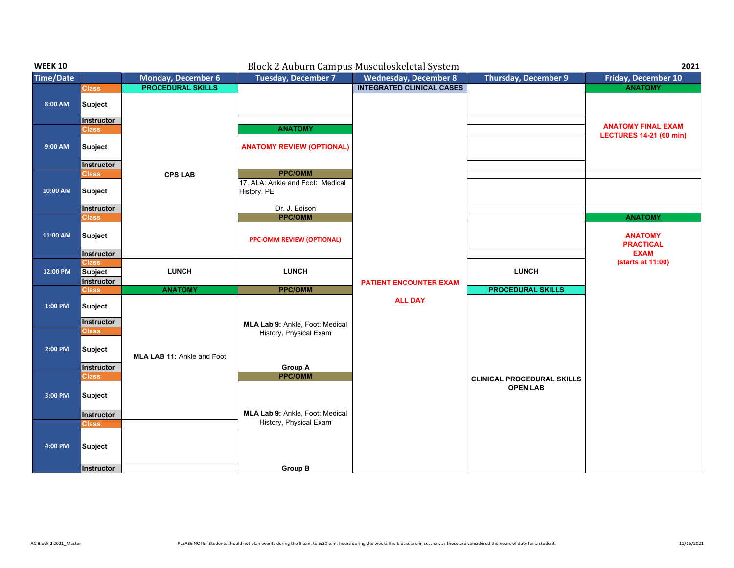**WEEK 10** — Block 2 Auburn Campus Musculoskeletal System — **2021**

| Time/Date | | Monday, December 6 | Tuesday, December 7 | Wednesday, December 8 | Thursday, December 9 | Friday, December 10 |
|---|---|---|---|---|---|---|
| 8:00 AM | Class | PROCEDURAL SKILLS | | INTEGRATED CLINICAL CASES | | ANATOMY |
| | Subject | CPS LAB | | PATIENT ENCOUNTER EXAM ALL DAY | | ANATOMY FINAL EXAM LECTURES 14-21 (60 min) |
| | Instructor | | | | | |
| 9:00 AM | Class | | ANATOMY | | | |
| | Subject | | ANATOMY REVIEW (OPTIONAL) | | | |
| | Instructor | | | | | |
| 10:00 AM | Class | | PPC/OMM | | | |
| | Subject | | 17. ALA: Ankle and Foot: Medical History, PE | | | |
| | Instructor | | Dr. J. Edison | | | |
| 11:00 AM | Class | | PPC/OMM | | | ANATOMY |
| | Subject | | PPC-OMM REVIEW (OPTIONAL) | | | ANATOMY PRACTICAL EXAM (starts at 11:00) |
| | Instructor | | | | | |
| 12:00 PM | Class | | | | | |
| | Subject | LUNCH | LUNCH | | LUNCH | |
| | Instructor | | | | | |
| 1:00 PM | Class | ANATOMY | PPC/OMM | | PROCEDURAL SKILLS | |
| | Subject | MLA LAB 11: Ankle and Foot | MLA Lab 9: Ankle, Foot: Medical History, Physical Exam | | CLINICAL PROCEDURAL SKILLS OPEN LAB | |
| | Instructor | | | | | |
| 2:00 PM | Class | | | | | |
| | Subject | | | | | |
| | Instructor | | Group A | | | |
| 3:00 PM | Class | | PPC/OMM | | | |
| | Subject | | MLA Lab 9: Ankle, Foot: Medical History, Physical Exam | | | |
| | Instructor | | | | | |
| 4:00 PM | Class | | | | | |
| | Subject | | | | | |
| | Instructor | | Group B | | | |

PLEASE NOTE: Students should not plan events during the 8 a.m. to 5:30 p.m. hours during the weeks the blocks are in session, as those are considered the hours of duty for a student.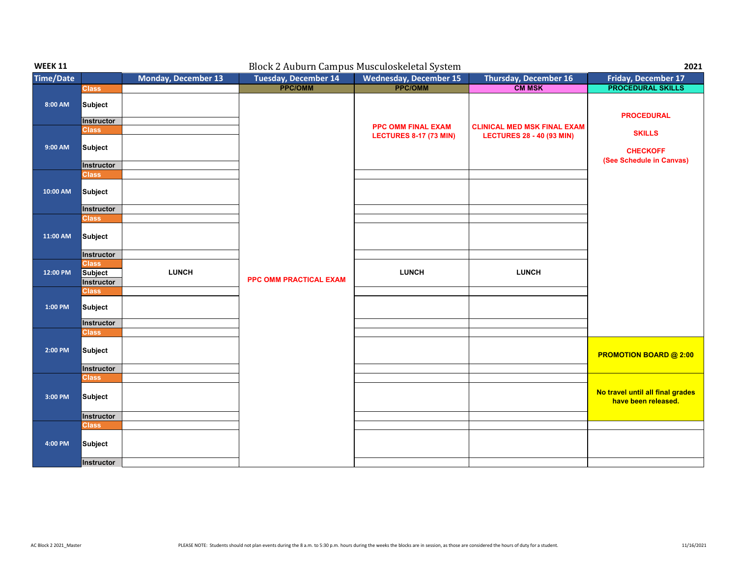**WEEK 11** — Block 2 Auburn Campus Musculoskeletal System — **2021**

| Time/Date | | Monday, December 13 | Tuesday, December 14 | Wednesday, December 15 | Thursday, December 16 | Friday, December 17 |
|---|---|---|---|---|---|---|
| 8:00 AM | Class | | PPC/OMM | PPC/OMM | CM MSK | PROCEDURAL SKILLS |
| | Subject | | PPC OMM PRACTICAL EXAM | PPC OMM FINAL EXAM LECTURES 8-17 (73 MIN) | CLINICAL MED MSK FINAL EXAM LECTURES 28 - 40 (93 MIN) | PROCEDURAL SKILLS CHECKOFF (See Schedule in Canvas) |
| | Instructor | | | | | |
| 9:00 AM | Class | | | | | |
| | Subject | | | | | |
| | Instructor | | | | | |
| 10:00 AM | Class | | | | | |
| | Subject | | | | | |
| | Instructor | | | | | |
| 11:00 AM | Class | | | | | |
| | Subject | | | | | |
| | Instructor | | | | | |
| 12:00 PM | Class | | | | | |
| | Subject | LUNCH | | LUNCH | LUNCH | |
| | Instructor | | | | | |
| 1:00 PM | Class | | | | | |
| | Subject | | | | | |
| | Instructor | | | | | |
| 2:00 PM | Class | | | | | |
| | Subject | | | | | PROMOTION BOARD @ 2:00 |
| | Instructor | | | | | |
| 3:00 PM | Class | | | | | |
| | Subject | | | | | No travel until all final grades have been released. |
| | Instructor | | | | | |
| 4:00 PM | Class | | | | | |
| | Subject | | | | | |
| | Instructor | | | | | |

AC Block 2 2021_Master

PLEASE NOTE: Students should not plan events during the 8 a.m. to 5:30 p.m. hours during the weeks the blocks are in session, as those are considered the hours of duty for a student.

11/16/2021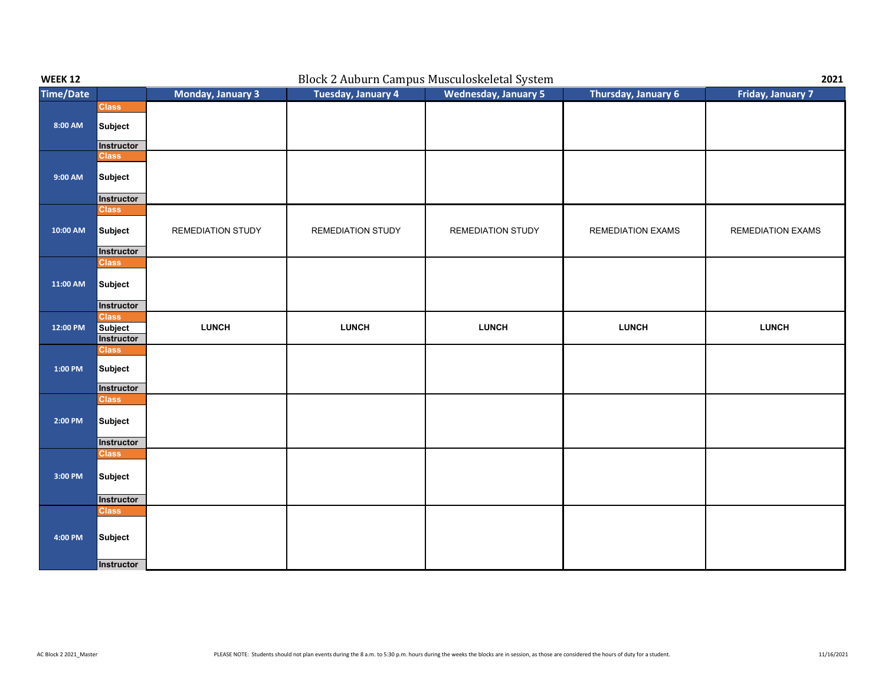**WEEK 12** | Block 2 Auburn Campus Musculoskeletal System | **2021**

| Time/Date | | Monday, January 3 | Tuesday, January 4 | Wednesday, January 5 | Thursday, January 6 | Friday, January 7 |
|---|---|---|---|---|---|---|
| 8:00 AM | Class | | | | | |
| | Subject | | | | | |
| | Instructor | | | | | |
| 9:00 AM | Class | | | | | |
| | Subject | | | | | |
| | Instructor | | | | | |
| 10:00 AM | Class | | | | | |
| | Subject | REMEDIATION STUDY | REMEDIATION STUDY | REMEDIATION STUDY | REMEDIATION EXAMS | REMEDIATION EXAMS |
| | Instructor | | | | | |
| 11:00 AM | Class | | | | | |
| | Subject | | | | | |
| | Instructor | | | | | |
| 12:00 PM | Class | | | | | |
| | Subject | **LUNCH** | **LUNCH** | **LUNCH** | **LUNCH** | **LUNCH** |
| | Instructor | | | | | |
| 1:00 PM | Class | | | | | |
| | Subject | | | | | |
| | Instructor | | | | | |
| 2:00 PM | Class | | | | | |
| | Subject | | | | | |
| | Instructor | | | | | |
| 3:00 PM | Class | | | | | |
| | Subject | | | | | |
| | Instructor | | | | | |
| 4:00 PM | Class | | | | | |
| | Subject | | | | | |
| | Instructor | | | | | |

AC Block 2 2021_Master

PLEASE NOTE: Students should not plan events during the 8 a.m. to 5:30 p.m. hours during the weeks the blocks are in session, as those are considered the hours of duty for a student.

11/16/2021